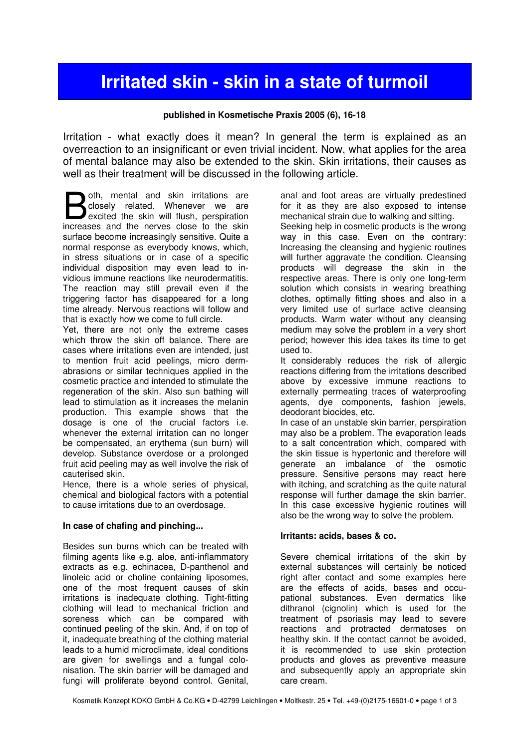# Irritated skin - skin in a state of turmoil

**published in Kosmetische Praxis 2005 (6), 16-18**

Irritation - what exactly does it mean? In general the term is explained as an overreaction to an insignificant or even trivial incident. Now, what applies for the area of mental balance may also be extended to the skin. Skin irritations, their causes as well as their treatment will be discussed in the following article.

Both, mental and skin irritations are closely related. Whenever we are excited the skin will flush, perspiration increases and the nerves close to the skin surface become increasingly sensitive. Quite a normal response as everybody knows, which, in stress situations or in case of a specific individual disposition may even lead to invidious immune reactions like neurodermatitis. The reaction may still prevail even if the triggering factor has disappeared for a long time already. Nervous reactions will follow and that is exactly how we come to full circle.

Yet, there are not only the extreme cases which throw the skin off balance. There are cases where irritations even are intended, just to mention fruit acid peelings, micro dermabrasions or similar techniques applied in the cosmetic practice and intended to stimulate the regeneration of the skin. Also sun bathing will lead to stimulation as it increases the melanin production. This example shows that the dosage is one of the crucial factors i.e. whenever the external irritation can no longer be compensated, an erythema (sun burn) will develop. Substance overdose or a prolonged fruit acid peeling may as well involve the risk of cauterised skin.

Hence, there is a whole series of physical, chemical and biological factors with a potential to cause irritations due to an overdosage.

**In case of chafing and pinching...**

Besides sun burns which can be treated with filming agents like e.g. aloe, anti-inflammatory extracts as e.g. echinacea, D-panthenol and linoleic acid or choline containing liposomes, one of the most frequent causes of skin irritations is inadequate clothing. Tight-fitting clothing will lead to mechanical friction and soreness which can be compared with continued peeling of the skin. And, if on top of it, inadequate breathing of the clothing material leads to a humid microclimate, ideal conditions are given for swellings and a fungal colonisation. The skin barrier will be damaged and fungi will proliferate beyond control. Genital, anal and foot areas are virtually predestined for it as they are also exposed to intense mechanical strain due to walking and sitting.

Seeking help in cosmetic products is the wrong way in this case. Even on the contrary: Increasing the cleansing and hygienic routines will further aggravate the condition. Cleansing products will degrease the skin in the respective areas. There is only one long-term solution which consists in wearing breathing clothes, optimally fitting shoes and also in a very limited use of surface active cleansing products. Warm water without any cleansing medium may solve the problem in a very short period; however this idea takes its time to get used to.

It considerably reduces the risk of allergic reactions differing from the irritations described above by excessive immune reactions to externally permeating traces of waterproofing agents, dye components, fashion jewels, deodorant biocides, etc.

In case of an unstable skin barrier, perspiration may also be a problem. The evaporation leads to a salt concentration which, compared with the skin tissue is hypertonic and therefore will generate an imbalance of the osmotic pressure. Sensitive persons may react here with itching, and scratching as the quite natural response will further damage the skin barrier. In this case excessive hygienic routines will also be the wrong way to solve the problem.

**Irritants: acids, bases & co.**

Severe chemical irritations of the skin by external substances will certainly be noticed right after contact and some examples here are the effects of acids, bases and occupational substances. Even dermatics like dithranol (cignolin) which is used for the treatment of psoriasis may lead to severe reactions and protracted dermatoses on healthy skin. If the contact cannot be avoided, it is recommended to use skin protection products and gloves as preventive measure and subsequently apply an appropriate skin care cream.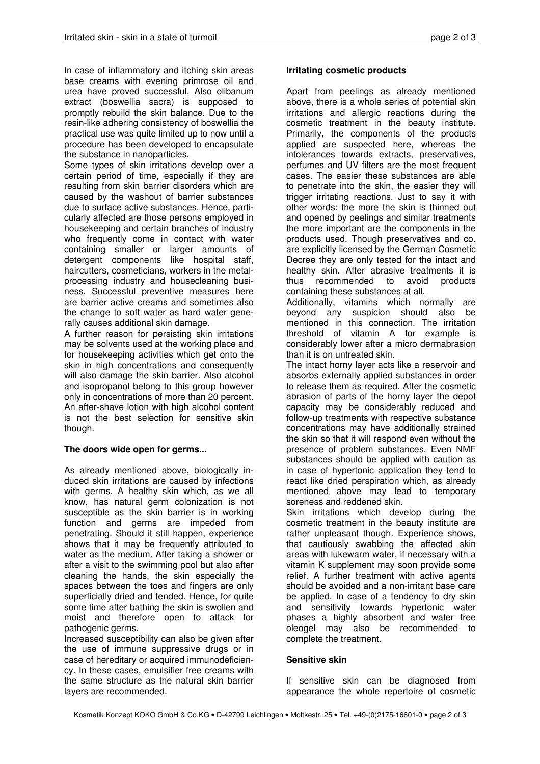In case of inflammatory and itching skin areas base creams with evening primrose oil and urea have proved successful. Also olibanum extract (boswellia sacra) is supposed to promptly rebuild the skin balance. Due to the resin-like adhering consistency of boswellia the practical use was quite limited up to now until a procedure has been developed to encapsulate the substance in nanoparticles.

Some types of skin irritations develop over a certain period of time, especially if they are resulting from skin barrier disorders which are caused by the washout of barrier substances due to surface active substances. Hence, particularly affected are those persons employed in housekeeping and certain branches of industry who frequently come in contact with water containing smaller or larger amounts of detergent components like hospital staff, haircutters, cosmeticians, workers in the metal-processing industry and housecleaning business. Successful preventive measures here are barrier active creams and sometimes also the change to soft water as hard water generally causes additional skin damage.

A further reason for persisting skin irritations may be solvents used at the working place and for housekeeping activities which get onto the skin in high concentrations and consequently will also damage the skin barrier. Also alcohol and isopropanol belong to this group however only in concentrations of more than 20 percent. An after-shave lotion with high alcohol content is not the best selection for sensitive skin though.

**The doors wide open for germs...**

As already mentioned above, biologically induced skin irritations are caused by infections with germs. A healthy skin which, as we all know, has natural germ colonization is not susceptible as the skin barrier is in working function and germs are impeded from penetrating. Should it still happen, experience shows that it may be frequently attributed to water as the medium. After taking a shower or after a visit to the swimming pool but also after cleaning the hands, the skin especially the spaces between the toes and fingers are only superficially dried and tended. Hence, for quite some time after bathing the skin is swollen and moist and therefore open to attack for pathogenic germs.

Increased susceptibility can also be given after the use of immune suppressive drugs or in case of hereditary or acquired immunodeficiency. In these cases, emulsifier free creams with the same structure as the natural skin barrier layers are recommended.

**Irritating cosmetic products**

Apart from peelings as already mentioned above, there is a whole series of potential skin irritations and allergic reactions during the cosmetic treatment in the beauty institute. Primarily, the components of the products applied are suspected here, whereas the intolerances towards extracts, preservatives, perfumes and UV filters are the most frequent cases. The easier these substances are able to penetrate into the skin, the easier they will trigger irritating reactions. Just to say it with other words: the more the skin is thinned out and opened by peelings and similar treatments the more important are the components in the products used. Though preservatives and co. are explicitly licensed by the German Cosmetic Decree they are only tested for the intact and healthy skin. After abrasive treatments it is thus recommended to avoid products containing these substances at all.

Additionally, vitamins which normally are beyond any suspicion should also be mentioned in this connection. The irritation threshold of vitamin A for example is considerably lower after a micro dermabrasion than it is on untreated skin.

The intact horny layer acts like a reservoir and absorbs externally applied substances in order to release them as required. After the cosmetic abrasion of parts of the horny layer the depot capacity may be considerably reduced and follow-up treatments with respective substance concentrations may have additionally strained the skin so that it will respond even without the presence of problem substances. Even NMF substances should be applied with caution as in case of hypertonic application they tend to react like dried perspiration which, as already mentioned above may lead to temporary soreness and reddened skin.

Skin irritations which develop during the cosmetic treatment in the beauty institute are rather unpleasant though. Experience shows, that cautiously swabbing the affected skin areas with lukewarm water, if necessary with a vitamin K supplement may soon provide some relief. A further treatment with active agents should be avoided and a non-irritant base care be applied. In case of a tendency to dry skin and sensitivity towards hypertonic water phases a highly absorbent and water free oleogel may also be recommended to complete the treatment.

**Sensitive skin**

If sensitive skin can be diagnosed from appearance the whole repertoire of cosmetic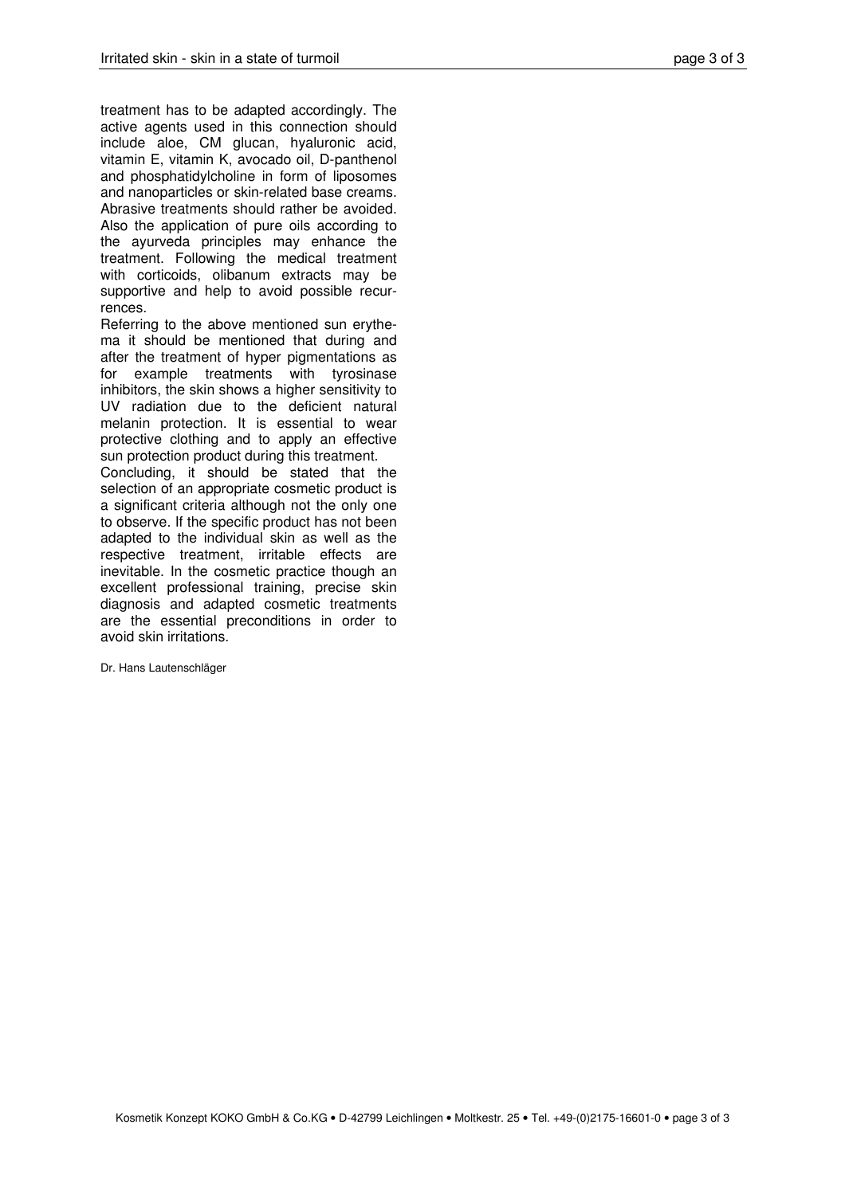treatment has to be adapted accordingly. The active agents used in this connection should include aloe, CM glucan, hyaluronic acid, vitamin E, vitamin K, avocado oil, D-panthenol and phosphatidylcholine in form of liposomes and nanoparticles or skin-related base creams. Abrasive treatments should rather be avoided. Also the application of pure oils according to the ayurveda principles may enhance the treatment. Following the medical treatment with corticoids, olibanum extracts may be supportive and help to avoid possible recurrences.

Referring to the above mentioned sun erythema it should be mentioned that during and after the treatment of hyper pigmentations as for example treatments with tyrosinase inhibitors, the skin shows a higher sensitivity to UV radiation due to the deficient natural melanin protection. It is essential to wear protective clothing and to apply an effective sun protection product during this treatment.

Concluding, it should be stated that the selection of an appropriate cosmetic product is a significant criteria although not the only one to observe. If the specific product has not been adapted to the individual skin as well as the respective treatment, irritable effects are inevitable. In the cosmetic practice though an excellent professional training, precise skin diagnosis and adapted cosmetic treatments are the essential preconditions in order to avoid skin irritations.

Dr. Hans Lautenschläger